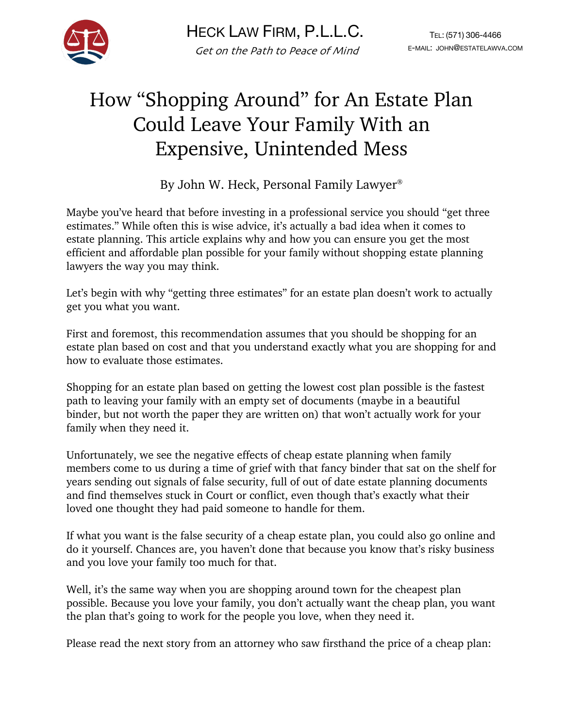HECK LAW FIRM, P.L.L.C.

*Get on the Path to Peace of Mind*

TEL: (571) 306-4466
E-MAIL: JOHN@ESTATELAWVA.COM

# How "Shopping Around" for An Estate Plan Could Leave Your Family With an Expensive, Unintended Mess

By John W. Heck, Personal Family Lawyer®

Maybe you've heard that before investing in a professional service you should "get three estimates." While often this is wise advice, it's actually a bad idea when it comes to estate planning. This article explains why and how you can ensure you get the most efficient and affordable plan possible for your family without shopping estate planning lawyers the way you may think.

Let's begin with why "getting three estimates" for an estate plan doesn't work to actually get you what you want.

First and foremost, this recommendation assumes that you should be shopping for an estate plan based on cost and that you understand exactly what you are shopping for and how to evaluate those estimates.

Shopping for an estate plan based on getting the lowest cost plan possible is the fastest path to leaving your family with an empty set of documents (maybe in a beautiful binder, but not worth the paper they are written on) that won't actually work for your family when they need it.

Unfortunately, we see the negative effects of cheap estate planning when family members come to us during a time of grief with that fancy binder that sat on the shelf for years sending out signals of false security, full of out of date estate planning documents and find themselves stuck in Court or conflict, even though that's exactly what their loved one thought they had paid someone to handle for them.

If what you want is the false security of a cheap estate plan, you could also go online and do it yourself. Chances are, you haven't done that because you know that's risky business and you love your family too much for that.

Well, it's the same way when you are shopping around town for the cheapest plan possible. Because you love your family, you don't actually want the cheap plan, you want the plan that's going to work for the people you love, when they need it.

Please read the next story from an attorney who saw firsthand the price of a cheap plan: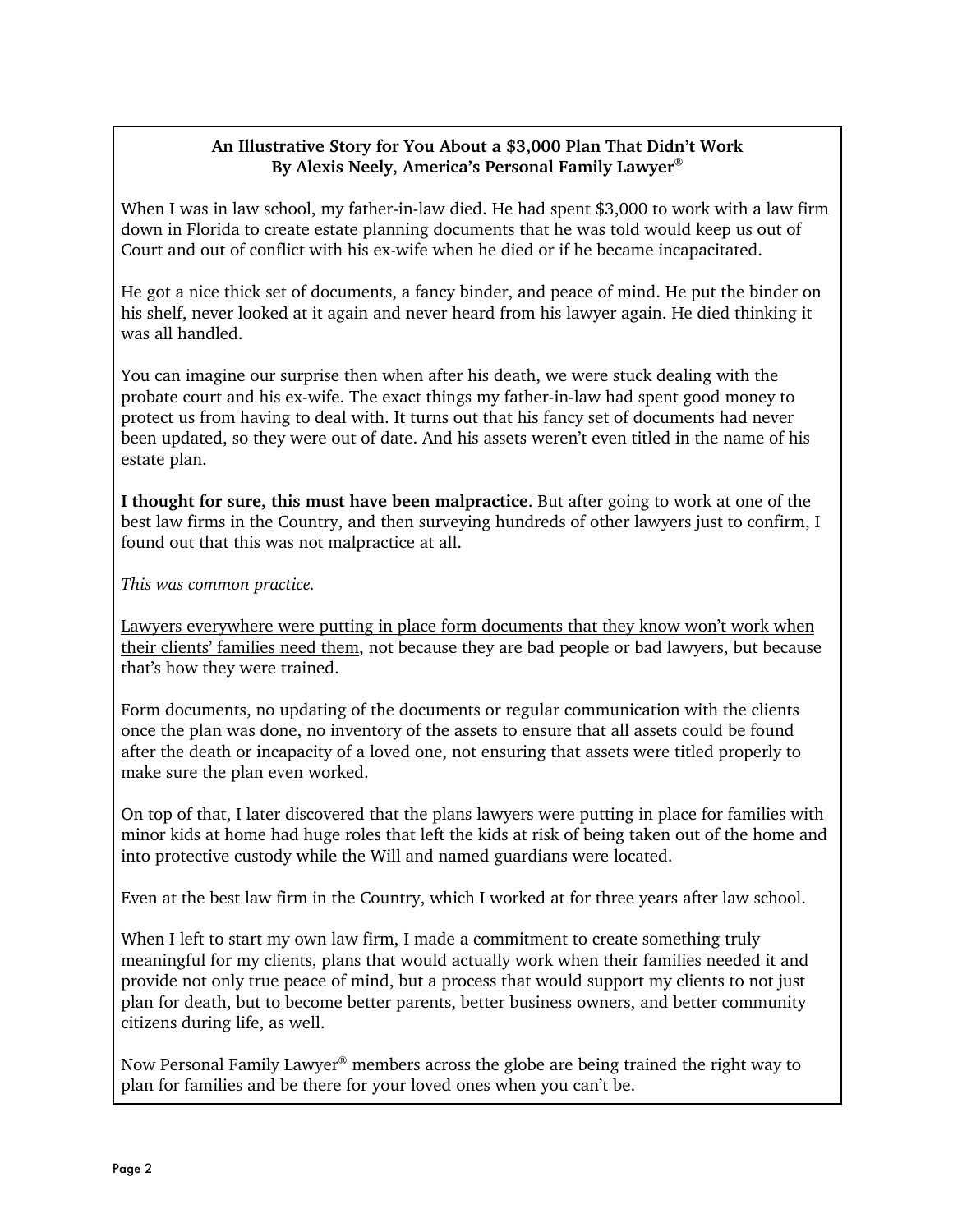**An Illustrative Story for You About a $3,000 Plan That Didn't Work**
**By Alexis Neely, America's Personal Family Lawyer®**

When I was in law school, my father-in-law died. He had spent $3,000 to work with a law firm down in Florida to create estate planning documents that he was told would keep us out of Court and out of conflict with his ex-wife when he died or if he became incapacitated.

He got a nice thick set of documents, a fancy binder, and peace of mind. He put the binder on his shelf, never looked at it again and never heard from his lawyer again. He died thinking it was all handled.

You can imagine our surprise then when after his death, we were stuck dealing with the probate court and his ex-wife. The exact things my father-in-law had spent good money to protect us from having to deal with. It turns out that his fancy set of documents had never been updated, so they were out of date. And his assets weren't even titled in the name of his estate plan.

**I thought for sure, this must have been malpractice**. But after going to work at one of the best law firms in the Country, and then surveying hundreds of other lawyers just to confirm, I found out that this was not malpractice at all.

*This was common practice.*

<u>Lawyers everywhere were putting in place form documents that they know won't work when their clients' families need them</u>, not because they are bad people or bad lawyers, but because that's how they were trained.

Form documents, no updating of the documents or regular communication with the clients once the plan was done, no inventory of the assets to ensure that all assets could be found after the death or incapacity of a loved one, not ensuring that assets were titled properly to make sure the plan even worked.

On top of that, I later discovered that the plans lawyers were putting in place for families with minor kids at home had huge roles that left the kids at risk of being taken out of the home and into protective custody while the Will and named guardians were located.

Even at the best law firm in the Country, which I worked at for three years after law school.

When I left to start my own law firm, I made a commitment to create something truly meaningful for my clients, plans that would actually work when their families needed it and provide not only true peace of mind, but a process that would support my clients to not just plan for death, but to become better parents, better business owners, and better community citizens during life, as well.

Now Personal Family Lawyer® members across the globe are being trained the right way to plan for families and be there for your loved ones when you can't be.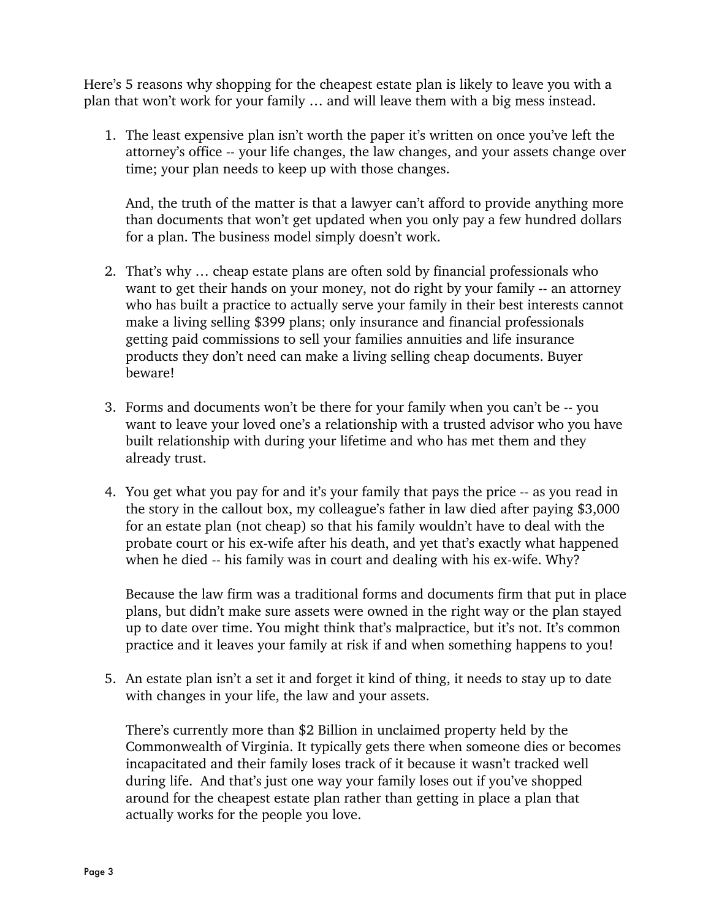Here's 5 reasons why shopping for the cheapest estate plan is likely to leave you with a plan that won't work for your family … and will leave them with a big mess instead.

1. The least expensive plan isn't worth the paper it's written on once you've left the attorney's office -- your life changes, the law changes, and your assets change over time; your plan needs to keep up with those changes.

   And, the truth of the matter is that a lawyer can't afford to provide anything more than documents that won't get updated when you only pay a few hundred dollars for a plan. The business model simply doesn't work.

2. That's why … cheap estate plans are often sold by financial professionals who want to get their hands on your money, not do right by your family -- an attorney who has built a practice to actually serve your family in their best interests cannot make a living selling $399 plans; only insurance and financial professionals getting paid commissions to sell your families annuities and life insurance products they don't need can make a living selling cheap documents. Buyer beware!

3. Forms and documents won't be there for your family when you can't be -- you want to leave your loved one's a relationship with a trusted advisor who you have built relationship with during your lifetime and who has met them and they already trust.

4. You get what you pay for and it's your family that pays the price -- as you read in the story in the callout box, my colleague's father in law died after paying $3,000 for an estate plan (not cheap) so that his family wouldn't have to deal with the probate court or his ex-wife after his death, and yet that's exactly what happened when he died -- his family was in court and dealing with his ex-wife. Why?

   Because the law firm was a traditional forms and documents firm that put in place plans, but didn't make sure assets were owned in the right way or the plan stayed up to date over time. You might think that's malpractice, but it's not. It's common practice and it leaves your family at risk if and when something happens to you!

5. An estate plan isn't a set it and forget it kind of thing, it needs to stay up to date with changes in your life, the law and your assets.

   There's currently more than $2 Billion in unclaimed property held by the Commonwealth of Virginia. It typically gets there when someone dies or becomes incapacitated and their family loses track of it because it wasn't tracked well during life. And that's just one way your family loses out if you've shopped around for the cheapest estate plan rather than getting in place a plan that actually works for the people you love.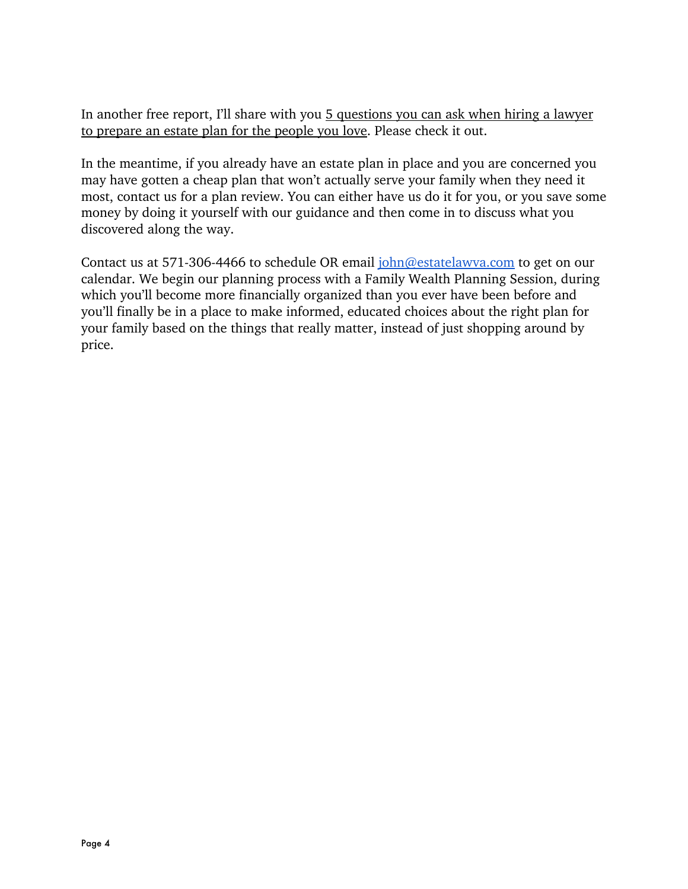In another free report, I'll share with you 5 questions you can ask when hiring a lawyer to prepare an estate plan for the people you love. Please check it out.

In the meantime, if you already have an estate plan in place and you are concerned you may have gotten a cheap plan that won't actually serve your family when they need it most, contact us for a plan review. You can either have us do it for you, or you save some money by doing it yourself with our guidance and then come in to discuss what you discovered along the way.

Contact us at 571-306-4466 to schedule OR email john@estatelawva.com to get on our calendar. We begin our planning process with a Family Wealth Planning Session, during which you'll become more financially organized than you ever have been before and you'll finally be in a place to make informed, educated choices about the right plan for your family based on the things that really matter, instead of just shopping around by price.